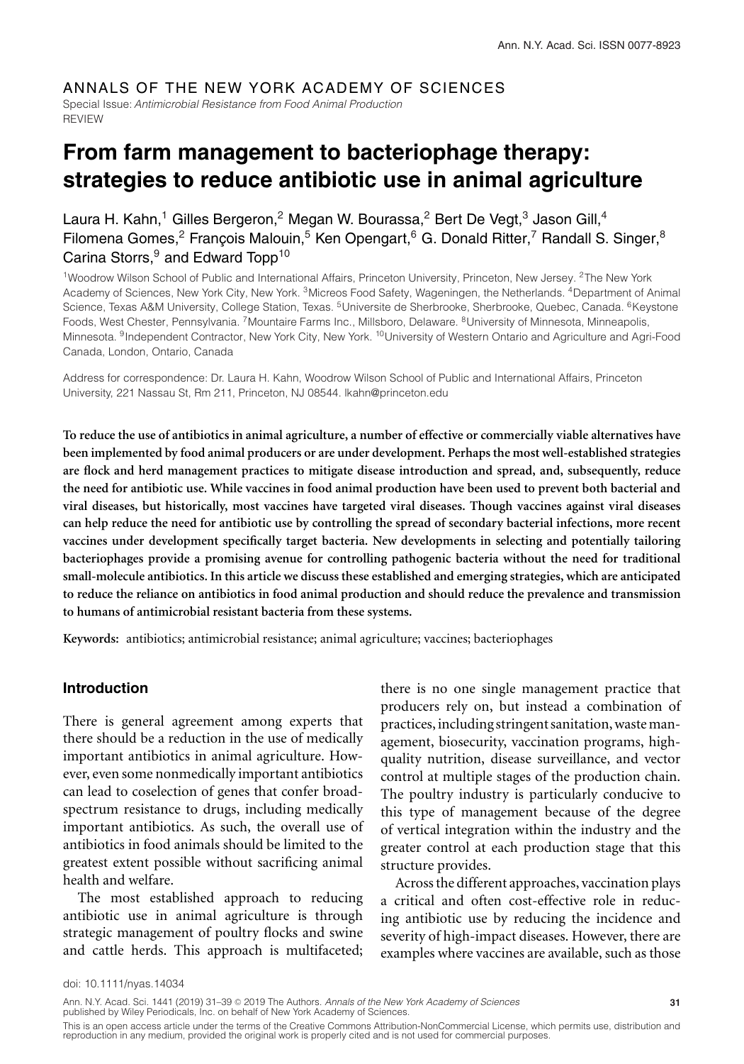ANNALS OF THE NEW YORK ACADEMY OF SCIENCES

Special Issue: *Antimicrobial Resistance from Food Animal Production*

REVIEW

# From farm management to bacteriophage therapy: strategies to reduce antibiotic use in animal agriculture

Laura H. Kahn,[1] Gilles Bergeron,[2] Megan W. Bourassa,[2] Bert De Vegt,[3] Jason Gill,[4] Filomena Gomes,[2] François Malouin,[5] Ken Opengart,[6] G. Donald Ritter,[7] Randall S. Singer,[8] Carina Storrs,[9] and Edward Topp[10]

[1]Woodrow Wilson School of Public and International Affairs, Princeton University, Princeton, New Jersey. [2]The New York Academy of Sciences, New York City, New York. [3]Micreos Food Safety, Wageningen, the Netherlands. [4]Department of Animal Science, Texas A&M University, College Station, Texas. [5]Universite de Sherbrooke, Sherbrooke, Quebec, Canada. [6]Keystone Foods, West Chester, Pennsylvania. [7]Mountaire Farms Inc., Millsboro, Delaware. [8]University of Minnesota, Minneapolis, Minnesota. [9]Independent Contractor, New York City, New York. [10]University of Western Ontario and Agriculture and Agri-Food Canada, London, Ontario, Canada

Address for correspondence: Dr. Laura H. Kahn, Woodrow Wilson School of Public and International Affairs, Princeton University, 221 Nassau St, Rm 211, Princeton, NJ 08544. lkahn@princeton.edu

**To reduce the use of antibiotics in animal agriculture, a number of effective or commercially viable alternatives have been implemented by food animal producers or are under development. Perhaps the most well-established strategies are flock and herd management practices to mitigate disease introduction and spread, and, subsequently, reduce the need for antibiotic use. While vaccines in food animal production have been used to prevent both bacterial and viral diseases, but historically, most vaccines have targeted viral diseases. Though vaccines against viral diseases can help reduce the need for antibiotic use by controlling the spread of secondary bacterial infections, more recent vaccines under development specifically target bacteria. New developments in selecting and potentially tailoring bacteriophages provide a promising avenue for controlling pathogenic bacteria without the need for traditional small-molecule antibiotics. In this article we discuss these established and emerging strategies, which are anticipated to reduce the reliance on antibiotics in food animal production and should reduce the prevalence and transmission to humans of antimicrobial resistant bacteria from these systems.**

**Keywords:** antibiotics; antimicrobial resistance; animal agriculture; vaccines; bacteriophages

## Introduction

There is general agreement among experts that there should be a reduction in the use of medically important antibiotics in animal agriculture. However, even some nonmedically important antibiotics can lead to coselection of genes that confer broad-spectrum resistance to drugs, including medically important antibiotics. As such, the overall use of antibiotics in food animals should be limited to the greatest extent possible without sacrificing animal health and welfare.

The most established approach to reducing antibiotic use in animal agriculture is through strategic management of poultry flocks and swine and cattle herds. This approach is multifaceted; there is no one single management practice that producers rely on, but instead a combination of practices, including stringent sanitation, waste management, biosecurity, vaccination programs, high-quality nutrition, disease surveillance, and vector control at multiple stages of the production chain. The poultry industry is particularly conducive to this type of management because of the degree of vertical integration within the industry and the greater control at each production stage that this structure provides.

Across the different approaches, vaccination plays a critical and often cost-effective role in reducing antibiotic use by reducing the incidence and severity of high-impact diseases. However, there are examples where vaccines are available, such as those

doi: 10.1111/nyas.14034

This is an open access article under the terms of the Creative Commons Attribution-NonCommercial License, which permits use, distribution and reproduction in any medium, provided the original work is properly cited and is not used for commercial purposes.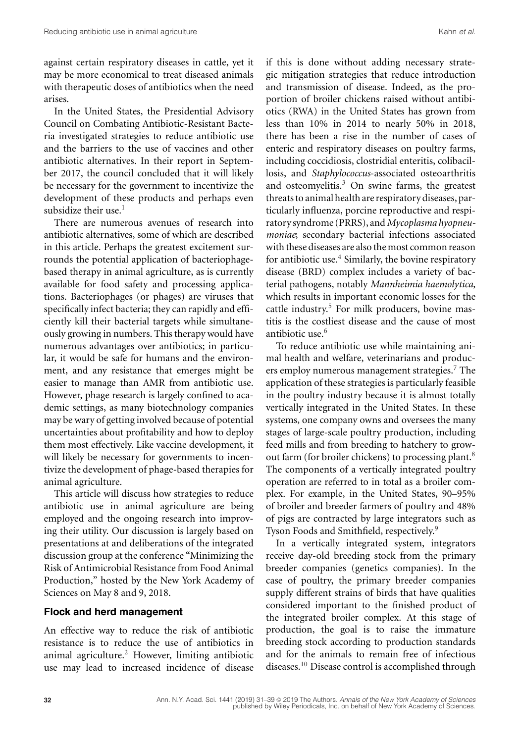against certain respiratory diseases in cattle, yet it may be more economical to treat diseased animals with therapeutic doses of antibiotics when the need arises.

In the United States, the Presidential Advisory Council on Combating Antibiotic-Resistant Bacteria investigated strategies to reduce antibiotic use and the barriers to the use of vaccines and other antibiotic alternatives. In their report in September 2017, the council concluded that it will likely be necessary for the government to incentivize the development of these products and perhaps even subsidize their use.[1]

There are numerous avenues of research into antibiotic alternatives, some of which are described in this article. Perhaps the greatest excitement surrounds the potential application of bacteriophage-based therapy in animal agriculture, as is currently available for food safety and processing applications. Bacteriophages (or phages) are viruses that specifically infect bacteria; they can rapidly and efficiently kill their bacterial targets while simultaneously growing in numbers. This therapy would have numerous advantages over antibiotics; in particular, it would be safe for humans and the environment, and any resistance that emerges might be easier to manage than AMR from antibiotic use. However, phage research is largely confined to academic settings, as many biotechnology companies may be wary of getting involved because of potential uncertainties about profitability and how to deploy them most effectively. Like vaccine development, it will likely be necessary for governments to incentivize the development of phage-based therapies for animal agriculture.

This article will discuss how strategies to reduce antibiotic use in animal agriculture are being employed and the ongoing research into improving their utility. Our discussion is largely based on presentations at and deliberations of the integrated discussion group at the conference "Minimizing the Risk of Antimicrobial Resistance from Food Animal Production," hosted by the New York Academy of Sciences on May 8 and 9, 2018.

## Flock and herd management

An effective way to reduce the risk of antibiotic resistance is to reduce the use of antibiotics in animal agriculture.[2] However, limiting antibiotic use may lead to increased incidence of disease if this is done without adding necessary strategic mitigation strategies that reduce introduction and transmission of disease. Indeed, as the proportion of broiler chickens raised without antibiotics (RWA) in the United States has grown from less than 10% in 2014 to nearly 50% in 2018, there has been a rise in the number of cases of enteric and respiratory diseases on poultry farms, including coccidiosis, clostridial enteritis, colibacillosis, and *Staphylococcus*-associated osteoarthritis and osteomyelitis.[3] On swine farms, the greatest threats to animal health are respiratory diseases, particularly influenza, porcine reproductive and respiratory syndrome (PRRS), and *Mycoplasma hyopneumoniae*; secondary bacterial infections associated with these diseases are also the most common reason for antibiotic use.[4] Similarly, the bovine respiratory disease (BRD) complex includes a variety of bacterial pathogens, notably *Mannheimia haemolytica*, which results in important economic losses for the cattle industry.[5] For milk producers, bovine mastitis is the costliest disease and the cause of most antibiotic use.[6]

To reduce antibiotic use while maintaining animal health and welfare, veterinarians and producers employ numerous management strategies.[7] The application of these strategies is particularly feasible in the poultry industry because it is almost totally vertically integrated in the United States. In these systems, one company owns and oversees the many stages of large-scale poultry production, including feed mills and from breeding to hatchery to grow-out farm (for broiler chickens) to processing plant.[8] The components of a vertically integrated poultry operation are referred to in total as a broiler complex. For example, in the United States, 90–95% of broiler and breeder farmers of poultry and 48% of pigs are contracted by large integrators such as Tyson Foods and Smithfield, respectively.[9]

In a vertically integrated system, integrators receive day-old breeding stock from the primary breeder companies (genetics companies). In the case of poultry, the primary breeder companies supply different strains of birds that have qualities considered important to the finished product of the integrated broiler complex. At this stage of production, the goal is to raise the immature breeding stock according to production standards and for the animals to remain free of infectious diseases.[10] Disease control is accomplished through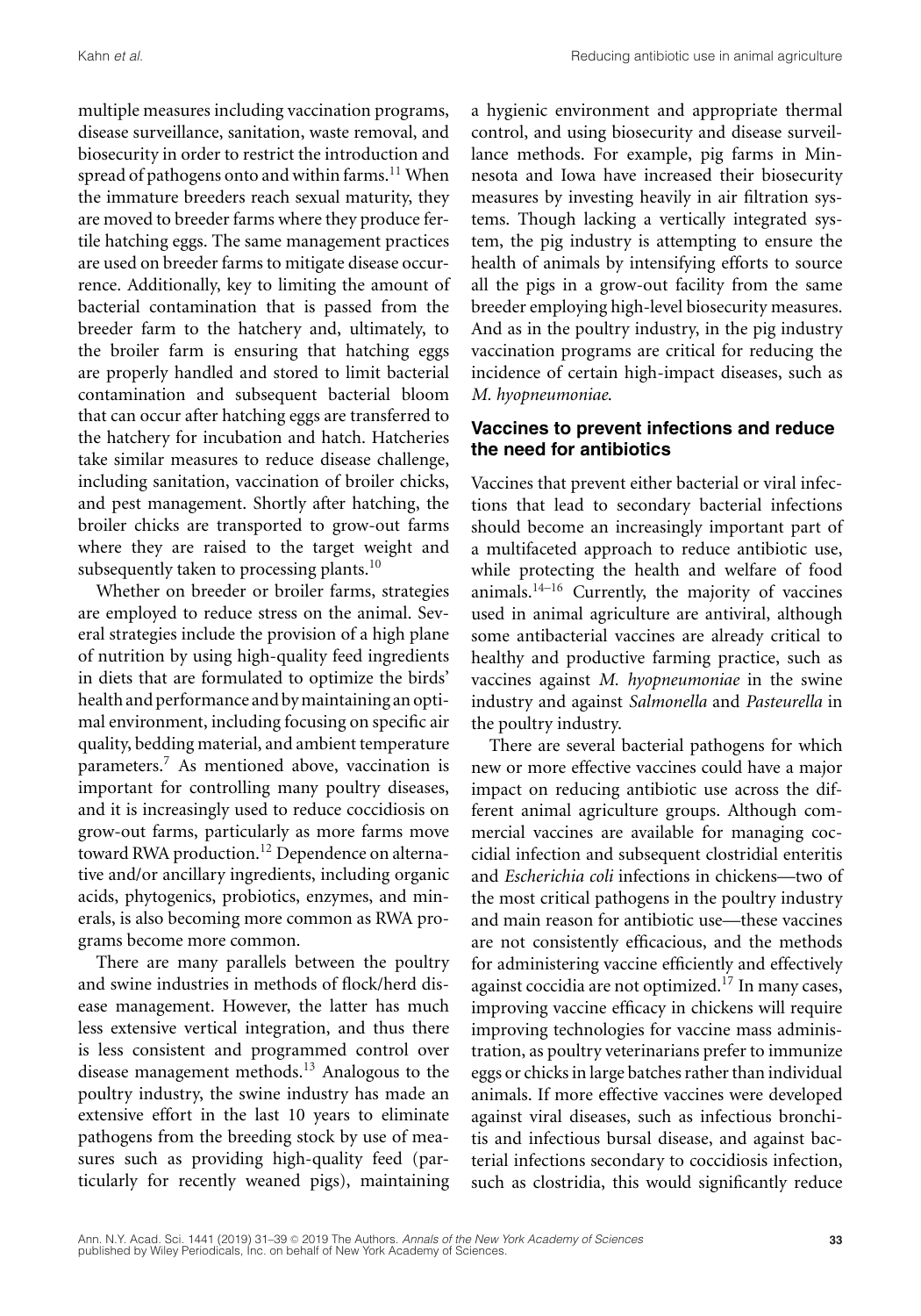multiple measures including vaccination programs, disease surveillance, sanitation, waste removal, and biosecurity in order to restrict the introduction and spread of pathogens onto and within farms.[11] When the immature breeders reach sexual maturity, they are moved to breeder farms where they produce fertile hatching eggs. The same management practices are used on breeder farms to mitigate disease occurrence. Additionally, key to limiting the amount of bacterial contamination that is passed from the breeder farm to the hatchery and, ultimately, to the broiler farm is ensuring that hatching eggs are properly handled and stored to limit bacterial contamination and subsequent bacterial bloom that can occur after hatching eggs are transferred to the hatchery for incubation and hatch. Hatcheries take similar measures to reduce disease challenge, including sanitation, vaccination of broiler chicks, and pest management. Shortly after hatching, the broiler chicks are transported to grow-out farms where they are raised to the target weight and subsequently taken to processing plants.[10]

Whether on breeder or broiler farms, strategies are employed to reduce stress on the animal. Several strategies include the provision of a high plane of nutrition by using high-quality feed ingredients in diets that are formulated to optimize the birds' health and performance and by maintaining an optimal environment, including focusing on specific air quality, bedding material, and ambient temperature parameters.[7] As mentioned above, vaccination is important for controlling many poultry diseases, and it is increasingly used to reduce coccidiosis on grow-out farms, particularly as more farms move toward RWA production.[12] Dependence on alternative and/or ancillary ingredients, including organic acids, phytogenics, probiotics, enzymes, and minerals, is also becoming more common as RWA programs become more common.

There are many parallels between the poultry and swine industries in methods of flock/herd disease management. However, the latter has much less extensive vertical integration, and thus there is less consistent and programmed control over disease management methods.[13] Analogous to the poultry industry, the swine industry has made an extensive effort in the last 10 years to eliminate pathogens from the breeding stock by use of measures such as providing high-quality feed (particularly for recently weaned pigs), maintaining a hygienic environment and appropriate thermal control, and using biosecurity and disease surveillance methods. For example, pig farms in Minnesota and Iowa have increased their biosecurity measures by investing heavily in air filtration systems. Though lacking a vertically integrated system, the pig industry is attempting to ensure the health of animals by intensifying efforts to source all the pigs in a grow-out facility from the same breeder employing high-level biosecurity measures. And as in the poultry industry, in the pig industry vaccination programs are critical for reducing the incidence of certain high-impact diseases, such as *M. hyopneumoniae*.

## Vaccines to prevent infections and reduce the need for antibiotics

Vaccines that prevent either bacterial or viral infections that lead to secondary bacterial infections should become an increasingly important part of a multifaceted approach to reduce antibiotic use, while protecting the health and welfare of food animals.[14–16] Currently, the majority of vaccines used in animal agriculture are antiviral, although some antibacterial vaccines are already critical to healthy and productive farming practice, such as vaccines against *M. hyopneumoniae* in the swine industry and against *Salmonella* and *Pasteurella* in the poultry industry.

There are several bacterial pathogens for which new or more effective vaccines could have a major impact on reducing antibiotic use across the different animal agriculture groups. Although commercial vaccines are available for managing coccidial infection and subsequent clostridial enteritis and *Escherichia coli* infections in chickens—two of the most critical pathogens in the poultry industry and main reason for antibiotic use—these vaccines are not consistently efficacious, and the methods for administering vaccine efficiently and effectively against coccidia are not optimized.[17] In many cases, improving vaccine efficacy in chickens will require improving technologies for vaccine mass administration, as poultry veterinarians prefer to immunize eggs or chicks in large batches rather than individual animals. If more effective vaccines were developed against viral diseases, such as infectious bronchitis and infectious bursal disease, and against bacterial infections secondary to coccidiosis infection, such as clostridia, this would significantly reduce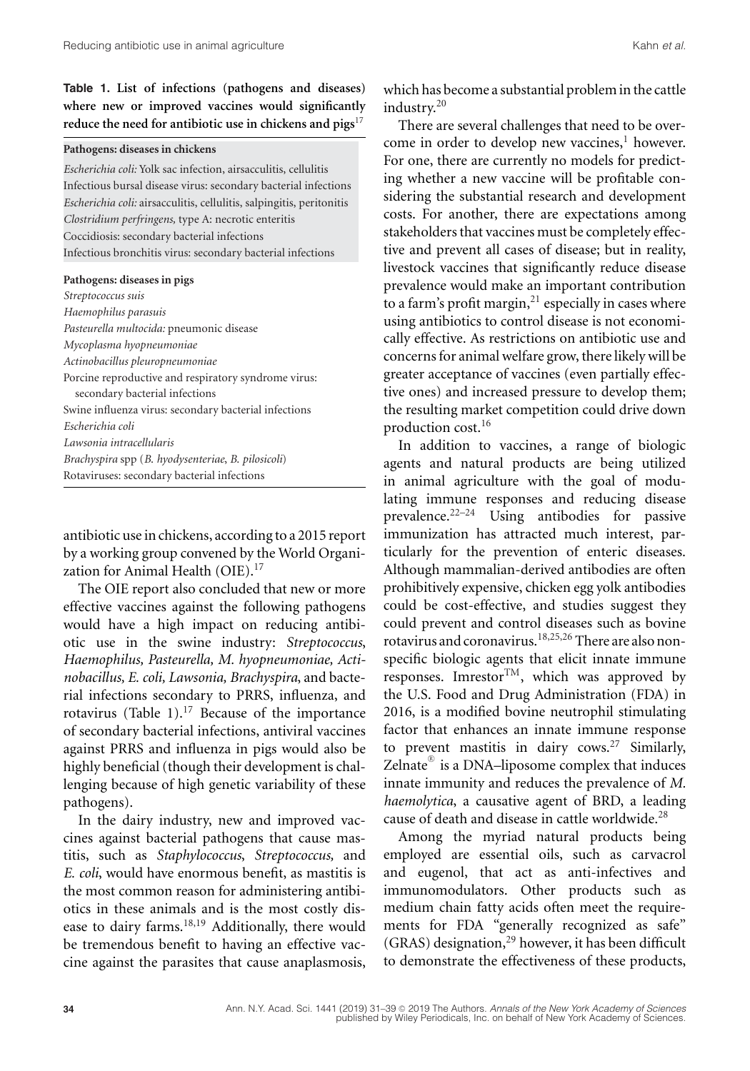**Table 1. List of infections (pathogens and diseases) where new or improved vaccines would significantly reduce the need for antibiotic use in chickens and pigs**[17]

| **Pathogens: diseases in chickens** |
|---|
| *Escherichia coli:* Yolk sac infection, airsacculitis, cellulitis |
| Infectious bursal disease virus: secondary bacterial infections |
| *Escherichia coli:* airsacculitis, cellulitis, salpingitis, peritonitis |
| *Clostridium perfringens,* type A: necrotic enteritis |
| Coccidiosis: secondary bacterial infections |
| Infectious bronchitis virus: secondary bacterial infections |
| **Pathogens: diseases in pigs** |
| *Streptococcus suis* |
| *Haemophilus parasuis* |
| *Pasteurella multocida:* pneumonic disease |
| *Mycoplasma hyopneumoniae* |
| *Actinobacillus pleuropneumoniae* |
| Porcine reproductive and respiratory syndrome virus: secondary bacterial infections |
| Swine influenza virus: secondary bacterial infections |
| *Escherichia coli* |
| *Lawsonia intracellularis* |
| *Brachyspira* spp (*B. hyodysenteriae*, *B. pilosicoli*) |
| Rotaviruses: secondary bacterial infections |

antibiotic use in chickens, according to a 2015 report by a working group convened by the World Organization for Animal Health (OIE).[17]

The OIE report also concluded that new or more effective vaccines against the following pathogens would have a high impact on reducing antibiotic use in the swine industry: *Streptococcus*, *Haemophilus, Pasteurella, M. hyopneumoniae, Actinobacillus, E. coli, Lawsonia, Brachyspira*, and bacterial infections secondary to PRRS, influenza, and rotavirus (Table 1).[17] Because of the importance of secondary bacterial infections, antiviral vaccines against PRRS and influenza in pigs would also be highly beneficial (though their development is challenging because of high genetic variability of these pathogens).

In the dairy industry, new and improved vaccines against bacterial pathogens that cause mastitis, such as *Staphylococcus*, *Streptococcus,* and *E. coli*, would have enormous benefit, as mastitis is the most common reason for administering antibiotics in these animals and is the most costly disease to dairy farms.[18,19] Additionally, there would be tremendous benefit to having an effective vaccine against the parasites that cause anaplasmosis, which has become a substantial problem in the cattle industry.[20]

There are several challenges that need to be overcome in order to develop new vaccines,[1] however. For one, there are currently no models for predicting whether a new vaccine will be profitable considering the substantial research and development costs. For another, there are expectations among stakeholders that vaccines must be completely effective and prevent all cases of disease; but in reality, livestock vaccines that significantly reduce disease prevalence would make an important contribution to a farm's profit margin,[21] especially in cases where using antibiotics to control disease is not economically effective. As restrictions on antibiotic use and concerns for animal welfare grow, there likely will be greater acceptance of vaccines (even partially effective ones) and increased pressure to develop them; the resulting market competition could drive down production cost.[16]

In addition to vaccines, a range of biologic agents and natural products are being utilized in animal agriculture with the goal of modulating immune responses and reducing disease prevalence.[22–24] Using antibodies for passive immunization has attracted much interest, particularly for the prevention of enteric diseases. Although mammalian-derived antibodies are often prohibitively expensive, chicken egg yolk antibodies could be cost-effective, and studies suggest they could prevent and control diseases such as bovine rotavirus and coronavirus.[18,25,26] There are also nonspecific biologic agents that elicit innate immune responses. Imrestor™, which was approved by the U.S. Food and Drug Administration (FDA) in 2016, is a modified bovine neutrophil stimulating factor that enhances an innate immune response to prevent mastitis in dairy cows.[27] Similarly, Zelnate® is a DNA–liposome complex that induces innate immunity and reduces the prevalence of *M. haemolytica*, a causative agent of BRD, a leading cause of death and disease in cattle worldwide.[28]

Among the myriad natural products being employed are essential oils, such as carvacrol and eugenol, that act as anti-infectives and immunomodulators. Other products such as medium chain fatty acids often meet the requirements for FDA "generally recognized as safe" (GRAS) designation,[29] however, it has been difficult to demonstrate the effectiveness of these products,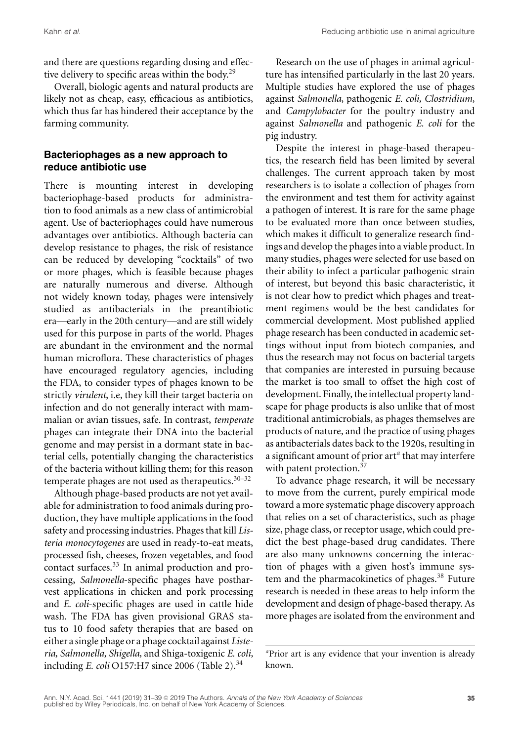and there are questions regarding dosing and effective delivery to specific areas within the body.[29]

Overall, biologic agents and natural products are likely not as cheap, easy, efficacious as antibiotics, which thus far has hindered their acceptance by the farming community.

## Bacteriophages as a new approach to reduce antibiotic use

There is mounting interest in developing bacteriophage-based products for administration to food animals as a new class of antimicrobial agent. Use of bacteriophages could have numerous advantages over antibiotics. Although bacteria can develop resistance to phages, the risk of resistance can be reduced by developing "cocktails" of two or more phages, which is feasible because phages are naturally numerous and diverse. Although not widely known today, phages were intensively studied as antibacterials in the preantibiotic era—early in the 20th century—and are still widely used for this purpose in parts of the world. Phages are abundant in the environment and the normal human microflora. These characteristics of phages have encouraged regulatory agencies, including the FDA, to consider types of phages known to be strictly *virulent*, i.e, they kill their target bacteria on infection and do not generally interact with mammalian or avian tissues, safe. In contrast, *temperate* phages can integrate their DNA into the bacterial genome and may persist in a dormant state in bacterial cells, potentially changing the characteristics of the bacteria without killing them; for this reason temperate phages are not used as therapeutics.[30–32]

Although phage-based products are not yet available for administration to food animals during production, they have multiple applications in the food safety and processing industries. Phages that kill *Listeria monocytogenes* are used in ready-to-eat meats, processed fish, cheeses, frozen vegetables, and food contact surfaces.[33] In animal production and processing, *Salmonella*-specific phages have postharvest applications in chicken and pork processing and *E. coli*-specific phages are used in cattle hide wash. The FDA has given provisional GRAS status to 10 food safety therapies that are based on either a single phage or a phage cocktail against *Listeria, Salmonella, Shigella,* and Shiga-toxigenic *E. coli,* including *E. coli* O157:H7 since 2006 (Table 2).[34]

Research on the use of phages in animal agriculture has intensified particularly in the last 20 years. Multiple studies have explored the use of phages against *Salmonella*, pathogenic *E. coli, Clostridium,* and *Campylobacter* for the poultry industry and against *Salmonella* and pathogenic *E. coli* for the pig industry.

Despite the interest in phage-based therapeutics, the research field has been limited by several challenges. The current approach taken by most researchers is to isolate a collection of phages from the environment and test them for activity against a pathogen of interest. It is rare for the same phage to be evaluated more than once between studies, which makes it difficult to generalize research findings and develop the phages into a viable product. In many studies, phages were selected for use based on their ability to infect a particular pathogenic strain of interest, but beyond this basic characteristic, it is not clear how to predict which phages and treatment regimens would be the best candidates for commercial development. Most published applied phage research has been conducted in academic settings without input from biotech companies, and thus the research may not focus on bacterial targets that companies are interested in pursuing because the market is too small to offset the high cost of development. Finally, the intellectual property landscape for phage products is also unlike that of most traditional antimicrobials, as phages themselves are products of nature, and the practice of using phages as antibacterials dates back to the 1920s, resulting in a significant amount of prior art[a] that may interfere with patent protection.[37]

To advance phage research, it will be necessary to move from the current, purely empirical mode toward a more systematic phage discovery approach that relies on a set of characteristics, such as phage size, phage class, or receptor usage, which could predict the best phage-based drug candidates. There are also many unknowns concerning the interaction of phages with a given host's immune system and the pharmacokinetics of phages.[38] Future research is needed in these areas to help inform the development and design of phage-based therapy. As more phages are isolated from the environment and

[a]Prior art is any evidence that your invention is already known.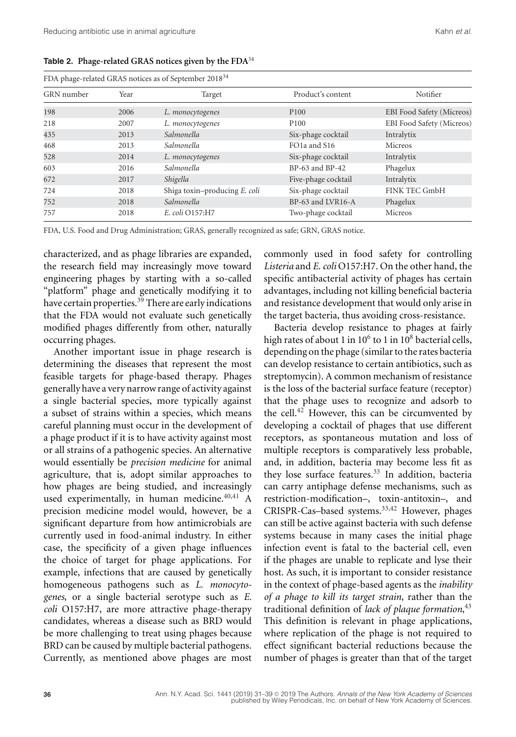**Table 2. Phage-related GRAS notices given by the FDA**[34]

FDA phage-related GRAS notices as of September 2018[34]

| GRN number | Year | Target | Product's content | Notifier |
|---|---|---|---|---|
| 198 | 2006 | *L. monocytogenes* | P100 | EBI Food Safety (Micreos) |
| 218 | 2007 | *L. monocytogenes* | P100 | EBI Food Safety (Micreos) |
| 435 | 2013 | *Salmonella* | Six-phage cocktail | Intralytix |
| 468 | 2013 | *Salmonella* | FO1a and S16 | Micreos |
| 528 | 2014 | *L. monocytogenes* | Six-phage cocktail | Intralytix |
| 603 | 2016 | *Salmonella* | BP-63 and BP-42 | Phagelux |
| 672 | 2017 | *Shigella* | Five-phage cocktail | Intralytix |
| 724 | 2018 | Shiga toxin–producing *E. coli* | Six-phage cocktail | FINK TEC GmbH |
| 752 | 2018 | *Salmonella* | BP-63 and LVR16-A | Phagelux |
| 757 | 2018 | *E. coli* O157:H7 | Two-phage cocktail | Micreos |

FDA, U.S. Food and Drug Administration; GRAS, generally recognized as safe; GRN, GRAS notice.

characterized, and as phage libraries are expanded, the research field may increasingly move toward engineering phages by starting with a so-called "platform" phage and genetically modifying it to have certain properties.[39] There are early indications that the FDA would not evaluate such genetically modified phages differently from other, naturally occurring phages.

Another important issue in phage research is determining the diseases that represent the most feasible targets for phage-based therapy. Phages generally have a very narrow range of activity against a single bacterial species, more typically against a subset of strains within a species, which means careful planning must occur in the development of a phage product if it is to have activity against most or all strains of a pathogenic species. An alternative would essentially be *precision medicine* for animal agriculture, that is, adopt similar approaches to how phages are being studied, and increasingly used experimentally, in human medicine.[40,41] A precision medicine model would, however, be a significant departure from how antimicrobials are currently used in food-animal industry. In either case, the specificity of a given phage influences the choice of target for phage applications. For example, infections that are caused by genetically homogeneous pathogens such as *L. monocytogenes*, or a single bacterial serotype such as *E. coli* O157:H7, are more attractive phage-therapy candidates, whereas a disease such as BRD would be more challenging to treat using phages because BRD can be caused by multiple bacterial pathogens. Currently, as mentioned above phages are most commonly used in food safety for controlling *Listeria* and *E. coli* O157:H7. On the other hand, the specific antibacterial activity of phages has certain advantages, including not killing beneficial bacteria and resistance development that would only arise in the target bacteria, thus avoiding cross-resistance.

Bacteria develop resistance to phages at fairly high rates of about 1 in $10^6$ to 1 in $10^8$ bacterial cells, depending on the phage (similar to the rates bacteria can develop resistance to certain antibiotics, such as streptomycin). A common mechanism of resistance is the loss of the bacterial surface feature (receptor) that the phage uses to recognize and adsorb to the cell.[42] However, this can be circumvented by developing a cocktail of phages that use different receptors, as spontaneous mutation and loss of multiple receptors is comparatively less probable, and, in addition, bacteria may become less fit as they lose surface features.[33] In addition, bacteria can carry antiphage defense mechanisms, such as restriction-modification–, toxin-antitoxin–, and CRISPR-Cas–based systems.[33,42] However, phages can still be active against bacteria with such defense systems because in many cases the initial phage infection event is fatal to the bacterial cell, even if the phages are unable to replicate and lyse their host. As such, it is important to consider resistance in the context of phage-based agents as the *inability of a phage to kill its target strain*, rather than the traditional definition of *lack of plaque formation*,[43] This definition is relevant in phage applications, where replication of the phage is not required to effect significant bacterial reductions because the number of phages is greater than that of the target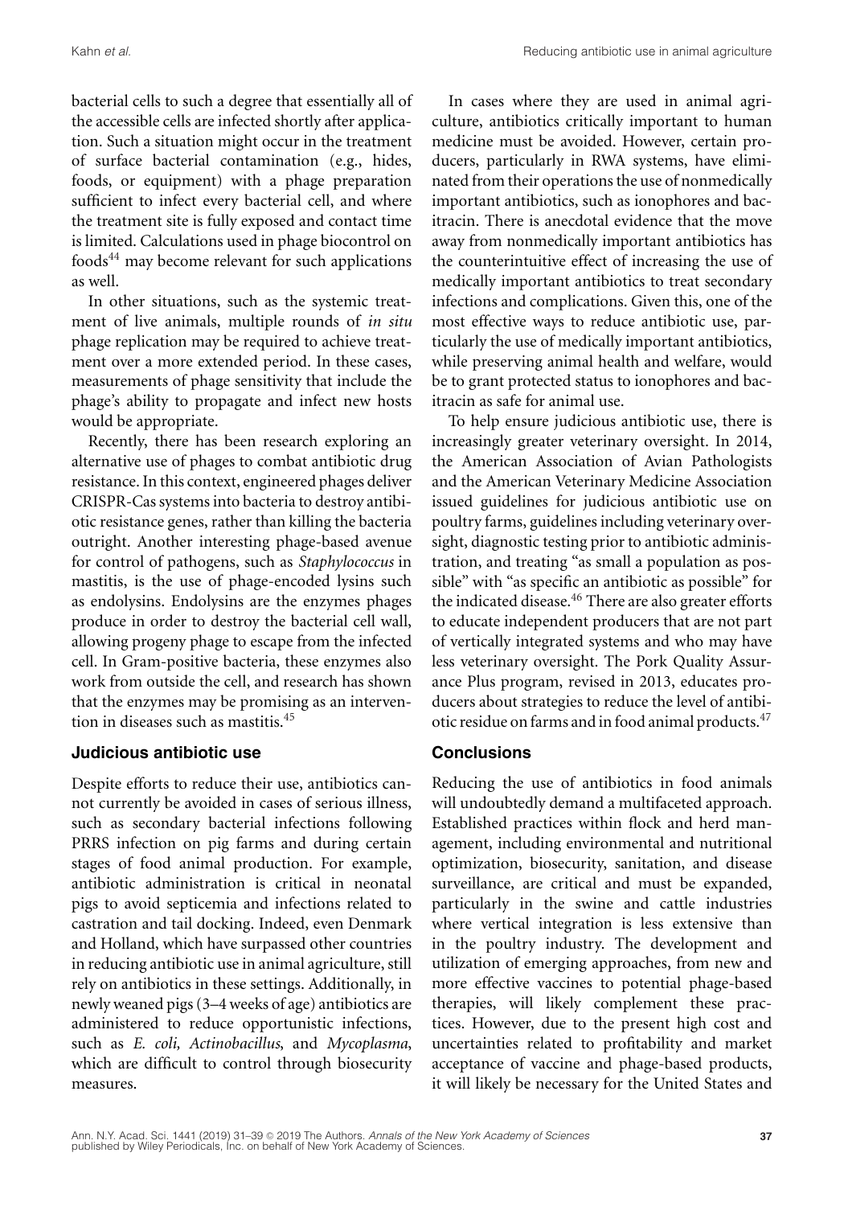bacterial cells to such a degree that essentially all of the accessible cells are infected shortly after application. Such a situation might occur in the treatment of surface bacterial contamination (e.g., hides, foods, or equipment) with a phage preparation sufficient to infect every bacterial cell, and where the treatment site is fully exposed and contact time is limited. Calculations used in phage biocontrol on foods[44] may become relevant for such applications as well.

In other situations, such as the systemic treatment of live animals, multiple rounds of *in situ* phage replication may be required to achieve treatment over a more extended period. In these cases, measurements of phage sensitivity that include the phage's ability to propagate and infect new hosts would be appropriate.

Recently, there has been research exploring an alternative use of phages to combat antibiotic drug resistance. In this context, engineered phages deliver CRISPR-Cas systems into bacteria to destroy antibiotic resistance genes, rather than killing the bacteria outright. Another interesting phage-based avenue for control of pathogens, such as *Staphylococcus* in mastitis, is the use of phage-encoded lysins such as endolysins. Endolysins are the enzymes phages produce in order to destroy the bacterial cell wall, allowing progeny phage to escape from the infected cell. In Gram-positive bacteria, these enzymes also work from outside the cell, and research has shown that the enzymes may be promising as an intervention in diseases such as mastitis.[45]

## Judicious antibiotic use

Despite efforts to reduce their use, antibiotics cannot currently be avoided in cases of serious illness, such as secondary bacterial infections following PRRS infection on pig farms and during certain stages of food animal production. For example, antibiotic administration is critical in neonatal pigs to avoid septicemia and infections related to castration and tail docking. Indeed, even Denmark and Holland, which have surpassed other countries in reducing antibiotic use in animal agriculture, still rely on antibiotics in these settings. Additionally, in newly weaned pigs (3–4 weeks of age) antibiotics are administered to reduce opportunistic infections, such as *E. coli*, *Actinobacillus*, and *Mycoplasma*, which are difficult to control through biosecurity measures.

In cases where they are used in animal agriculture, antibiotics critically important to human medicine must be avoided. However, certain producers, particularly in RWA systems, have eliminated from their operations the use of nonmedically important antibiotics, such as ionophores and bacitracin. There is anecdotal evidence that the move away from nonmedically important antibiotics has the counterintuitive effect of increasing the use of medically important antibiotics to treat secondary infections and complications. Given this, one of the most effective ways to reduce antibiotic use, particularly the use of medically important antibiotics, while preserving animal health and welfare, would be to grant protected status to ionophores and bacitracin as safe for animal use.

To help ensure judicious antibiotic use, there is increasingly greater veterinary oversight. In 2014, the American Association of Avian Pathologists and the American Veterinary Medicine Association issued guidelines for judicious antibiotic use on poultry farms, guidelines including veterinary oversight, diagnostic testing prior to antibiotic administration, and treating "as small a population as possible" with "as specific an antibiotic as possible" for the indicated disease.[46] There are also greater efforts to educate independent producers that are not part of vertically integrated systems and who may have less veterinary oversight. The Pork Quality Assurance Plus program, revised in 2013, educates producers about strategies to reduce the level of antibiotic residue on farms and in food animal products.[47]

## Conclusions

Reducing the use of antibiotics in food animals will undoubtedly demand a multifaceted approach. Established practices within flock and herd management, including environmental and nutritional optimization, biosecurity, sanitation, and disease surveillance, are critical and must be expanded, particularly in the swine and cattle industries where vertical integration is less extensive than in the poultry industry. The development and utilization of emerging approaches, from new and more effective vaccines to potential phage-based therapies, will likely complement these practices. However, due to the present high cost and uncertainties related to profitability and market acceptance of vaccine and phage-based products, it will likely be necessary for the United States and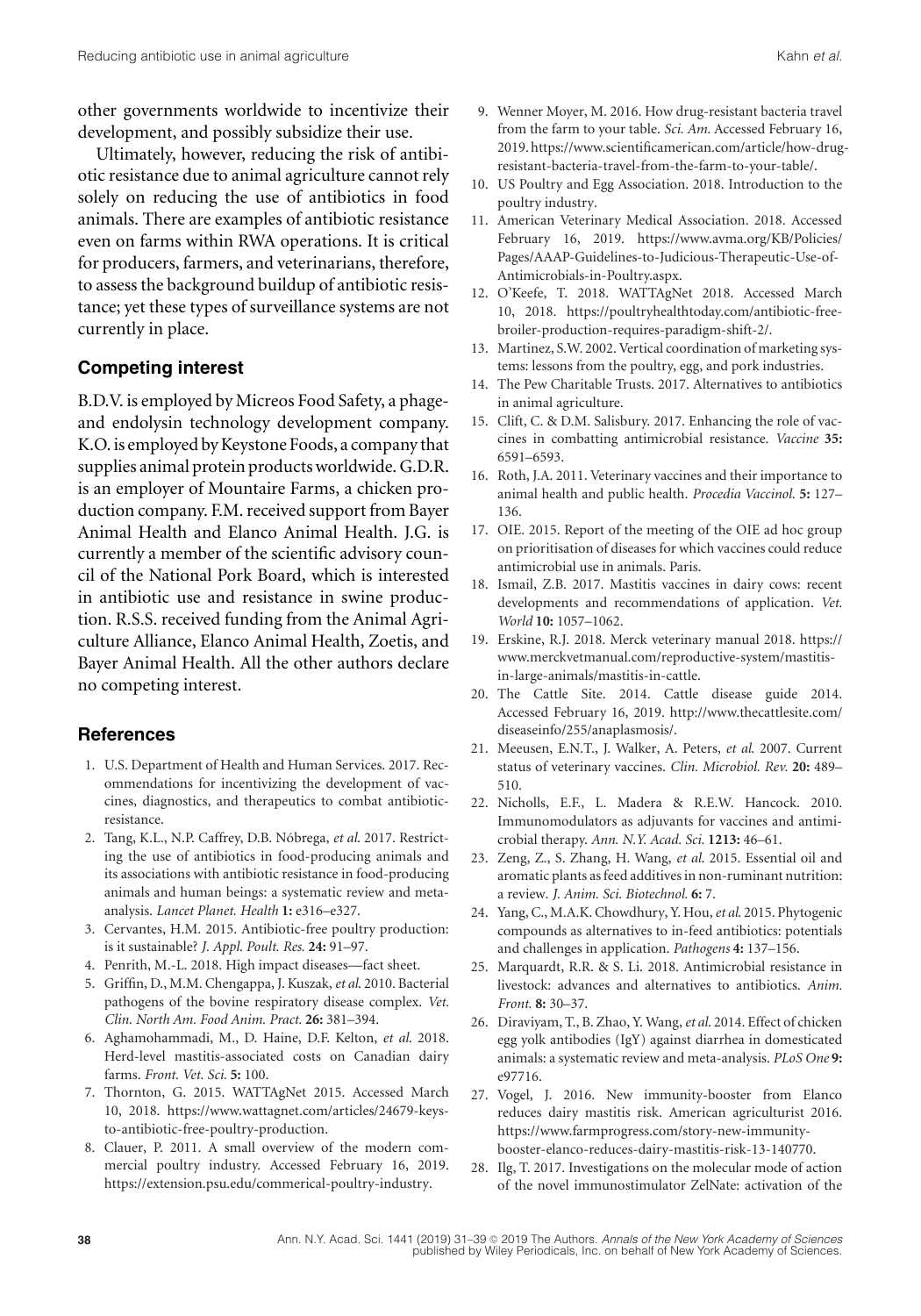other governments worldwide to incentivize their development, and possibly subsidize their use.

Ultimately, however, reducing the risk of antibiotic resistance due to animal agriculture cannot rely solely on reducing the use of antibiotics in food animals. There are examples of antibiotic resistance even on farms within RWA operations. It is critical for producers, farmers, and veterinarians, therefore, to assess the background buildup of antibiotic resistance; yet these types of surveillance systems are not currently in place.

## Competing interest

B.D.V. is employed by Micreos Food Safety, a phage- and endolysin technology development company. K.O. is employed by Keystone Foods, a company that supplies animal protein products worldwide. G.D.R. is an employer of Mountaire Farms, a chicken production company. F.M. received support from Bayer Animal Health and Elanco Animal Health. J.G. is currently a member of the scientific advisory council of the National Pork Board, which is interested in antibiotic use and resistance in swine production. R.S.S. received funding from the Animal Agriculture Alliance, Elanco Animal Health, Zoetis, and Bayer Animal Health. All the other authors declare no competing interest.

## References

1. U.S. Department of Health and Human Services. 2017. Recommendations for incentivizing the development of vaccines, diagnostics, and therapeutics to combat antibiotic-resistance.
2. Tang, K.L., N.P. Caffrey, D.B. Nóbrega, *et al.* 2017. Restricting the use of antibiotics in food-producing animals and its associations with antibiotic resistance in food-producing animals and human beings: a systematic review and meta-analysis. *Lancet Planet. Health* **1:** e316–e327.
3. Cervantes, H.M. 2015. Antibiotic-free poultry production: is it sustainable? *J. Appl. Poult. Res.* **24:** 91–97.
4. Penrith, M.-L. 2018. High impact diseases—fact sheet.
5. Griffin, D., M.M. Chengappa, J. Kuszak, *et al.* 2010. Bacterial pathogens of the bovine respiratory disease complex. *Vet. Clin. North Am. Food Anim. Pract.* **26:** 381–394.
6. Aghamohammadi, M., D. Haine, D.F. Kelton, *et al.* 2018. Herd-level mastitis-associated costs on Canadian dairy farms. *Front. Vet. Sci.* **5:** 100.
7. Thornton, G. 2015. WATTAgNet 2015. Accessed March 10, 2018. https://www.wattagnet.com/articles/24679-keys-to-antibiotic-free-poultry-production.
8. Clauer, P. 2011. A small overview of the modern commercial poultry industry. Accessed February 16, 2019. https://extension.psu.edu/commerical-poultry-industry.
9. Wenner Moyer, M. 2016. How drug-resistant bacteria travel from the farm to your table. *Sci. Am.* Accessed February 16, 2019. https://www.scientificamerican.com/article/how-drug-resistant-bacteria-travel-from-the-farm-to-your-table/.
10. US Poultry and Egg Association. 2018. Introduction to the poultry industry.
11. American Veterinary Medical Association. 2018. Accessed February 16, 2019. https://www.avma.org/KB/Policies/Pages/AAAP-Guidelines-to-Judicious-Therapeutic-Use-of-Antimicrobials-in-Poultry.aspx.
12. O'Keefe, T. 2018. WATTAgNet 2018. Accessed March 10, 2018. https://poultryhealthtoday.com/antibiotic-free-broiler-production-requires-paradigm-shift-2/.
13. Martinez, S.W. 2002. Vertical coordination of marketing systems: lessons from the poultry, egg, and pork industries.
14. The Pew Charitable Trusts. 2017. Alternatives to antibiotics in animal agriculture.
15. Clift, C. & D.M. Salisbury. 2017. Enhancing the role of vaccines in combatting antimicrobial resistance. *Vaccine* **35:** 6591–6593.
16. Roth, J.A. 2011. Veterinary vaccines and their importance to animal health and public health. *Procedia Vaccinol.* **5:** 127–136.
17. OIE. 2015. Report of the meeting of the OIE ad hoc group on prioritisation of diseases for which vaccines could reduce antimicrobial use in animals. Paris.
18. Ismail, Z.B. 2017. Mastitis vaccines in dairy cows: recent developments and recommendations of application. *Vet. World* **10:** 1057–1062.
19. Erskine, R.J. 2018. Merck veterinary manual 2018. https://www.merckvetmanual.com/reproductive-system/mastitis-in-large-animals/mastitis-in-cattle.
20. The Cattle Site. 2014. Cattle disease guide 2014. Accessed February 16, 2019. http://www.thecattlesite.com/diseaseinfo/255/anaplasmosis/.
21. Meeusen, E.N.T., J. Walker, A. Peters, *et al.* 2007. Current status of veterinary vaccines. *Clin. Microbiol. Rev.* **20:** 489–510.
22. Nicholls, E.F., L. Madera & R.E.W. Hancock. 2010. Immunomodulators as adjuvants for vaccines and antimicrobial therapy. *Ann. N.Y. Acad. Sci.* **1213:** 46–61.
23. Zeng, Z., S. Zhang, H. Wang, *et al.* 2015. Essential oil and aromatic plants as feed additives in non-ruminant nutrition: a review. *J. Anim. Sci. Biotechnol.* **6:** 7.
24. Yang, C., M.A.K. Chowdhury, Y. Hou, *et al.* 2015. Phytogenic compounds as alternatives to in-feed antibiotics: potentials and challenges in application. *Pathogens* **4:** 137–156.
25. Marquardt, R.R. & S. Li. 2018. Antimicrobial resistance in livestock: advances and alternatives to antibiotics. *Anim. Front.* **8:** 30–37.
26. Diraviyam, T., B. Zhao, Y. Wang, *et al.* 2014. Effect of chicken egg yolk antibodies (IgY) against diarrhea in domesticated animals: a systematic review and meta-analysis. *PLoS One* **9:** e97716.
27. Vogel, J. 2016. New immunity-booster from Elanco reduces dairy mastitis risk. American agriculturist 2016. https://www.farmprogress.com/story-new-immunity-booster-elanco-reduces-dairy-mastitis-risk-13-140770.
28. Ilg, T. 2017. Investigations on the molecular mode of action of the novel immunostimulator ZelNate: activation of the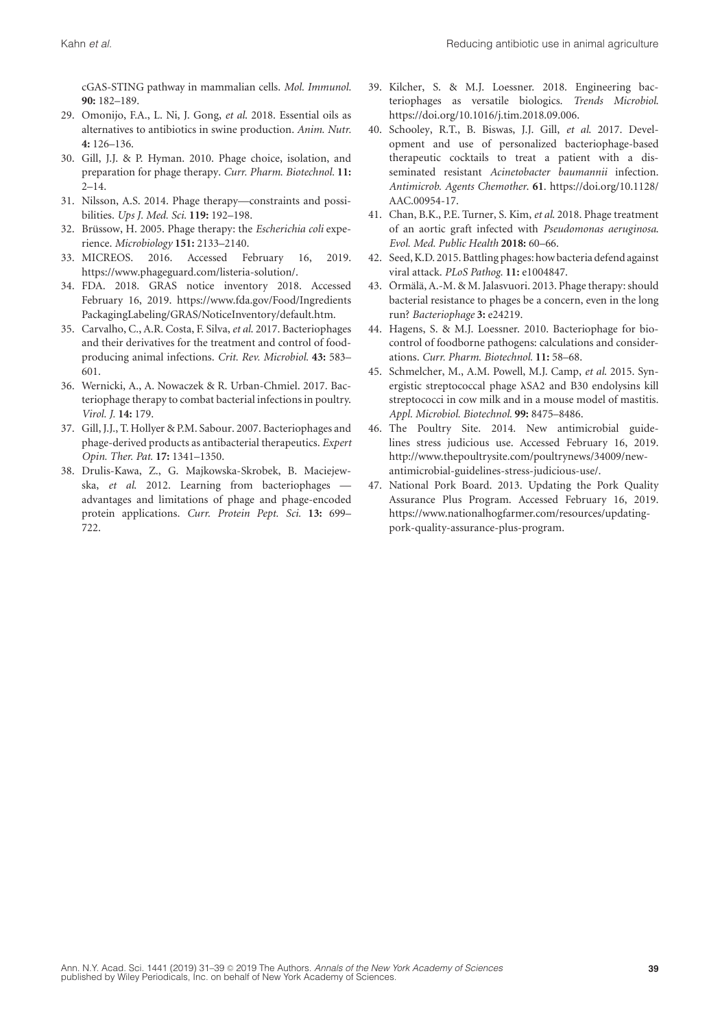cGAS-STING pathway in mammalian cells. *Mol. Immunol.* **90:** 182–189.

29. Omonijo, F.A., L. Ni, J. Gong, *et al*. 2018. Essential oils as alternatives to antibiotics in swine production. *Anim. Nutr.* **4:** 126–136.
30. Gill, J.J. & P. Hyman. 2010. Phage choice, isolation, and preparation for phage therapy. *Curr. Pharm. Biotechnol.* **11:** 2–14.
31. Nilsson, A.S. 2014. Phage therapy—constraints and possibilities. *Ups J. Med. Sci.* **119:** 192–198.
32. Brüssow, H. 2005. Phage therapy: the *Escherichia coli* experience. *Microbiology* **151:** 2133–2140.
33. MICREOS. 2016. Accessed February 16, 2019. https://www.phageguard.com/listeria-solution/.
34. FDA. 2018. GRAS notice inventory 2018. Accessed February 16, 2019. https://www.fda.gov/Food/IngredientsPackagingLabeling/GRAS/NoticeInventory/default.htm.
35. Carvalho, C., A.R. Costa, F. Silva, *et al*. 2017. Bacteriophages and their derivatives for the treatment and control of food-producing animal infections. *Crit. Rev. Microbiol.* **43:** 583–601.
36. Wernicki, A., A. Nowaczek & R. Urban-Chmiel. 2017. Bacteriophage therapy to combat bacterial infections in poultry. *Virol. J.* **14:** 179.
37. Gill, J.J., T. Hollyer & P.M. Sabour. 2007. Bacteriophages and phage-derived products as antibacterial therapeutics. *Expert Opin. Ther. Pat.* **17:** 1341–1350.
38. Drulis-Kawa, Z., G. Majkowska-Skrobek, B. Maciejewska, *et al*. 2012. Learning from bacteriophages — advantages and limitations of phage and phage-encoded protein applications. *Curr. Protein Pept. Sci.* **13:** 699–722.
39. Kilcher, S. & M.J. Loessner. 2018. Engineering bacteriophages as versatile biologics. *Trends Microbiol.* https://doi.org/10.1016/j.tim.2018.09.006.
40. Schooley, R.T., B. Biswas, J.J. Gill, *et al*. 2017. Development and use of personalized bacteriophage-based therapeutic cocktails to treat a patient with a disseminated resistant *Acinetobacter baumannii* infection. *Antimicrob. Agents Chemother.* **61**. https://doi.org/10.1128/AAC.00954-17.
41. Chan, B.K., P.E. Turner, S. Kim, *et al*. 2018. Phage treatment of an aortic graft infected with *Pseudomonas aeruginosa*. *Evol. Med. Public Health* **2018:** 60–66.
42. Seed, K.D. 2015. Battling phages: how bacteria defend against viral attack. *PLoS Pathog.* **11:** e1004847.
43. Örmälä, A.-M. & M. Jalasvuori. 2013. Phage therapy: should bacterial resistance to phages be a concern, even in the long run? *Bacteriophage* **3:** e24219.
44. Hagens, S. & M.J. Loessner. 2010. Bacteriophage for biocontrol of foodborne pathogens: calculations and considerations. *Curr. Pharm. Biotechnol.* **11:** 58–68.
45. Schmelcher, M., A.M. Powell, M.J. Camp, *et al*. 2015. Synergistic streptococcal phage λSA2 and B30 endolysins kill streptococci in cow milk and in a mouse model of mastitis. *Appl. Microbiol. Biotechnol.* **99:** 8475–8486.
46. The Poultry Site. 2014. New antimicrobial guidelines stress judicious use. Accessed February 16, 2019. http://www.thepoultrysite.com/poultrynews/34009/new-antimicrobial-guidelines-stress-judicious-use/.
47. National Pork Board. 2013. Updating the Pork Quality Assurance Plus Program. Accessed February 16, 2019. https://www.nationalhogfarmer.com/resources/updating-pork-quality-assurance-plus-program.